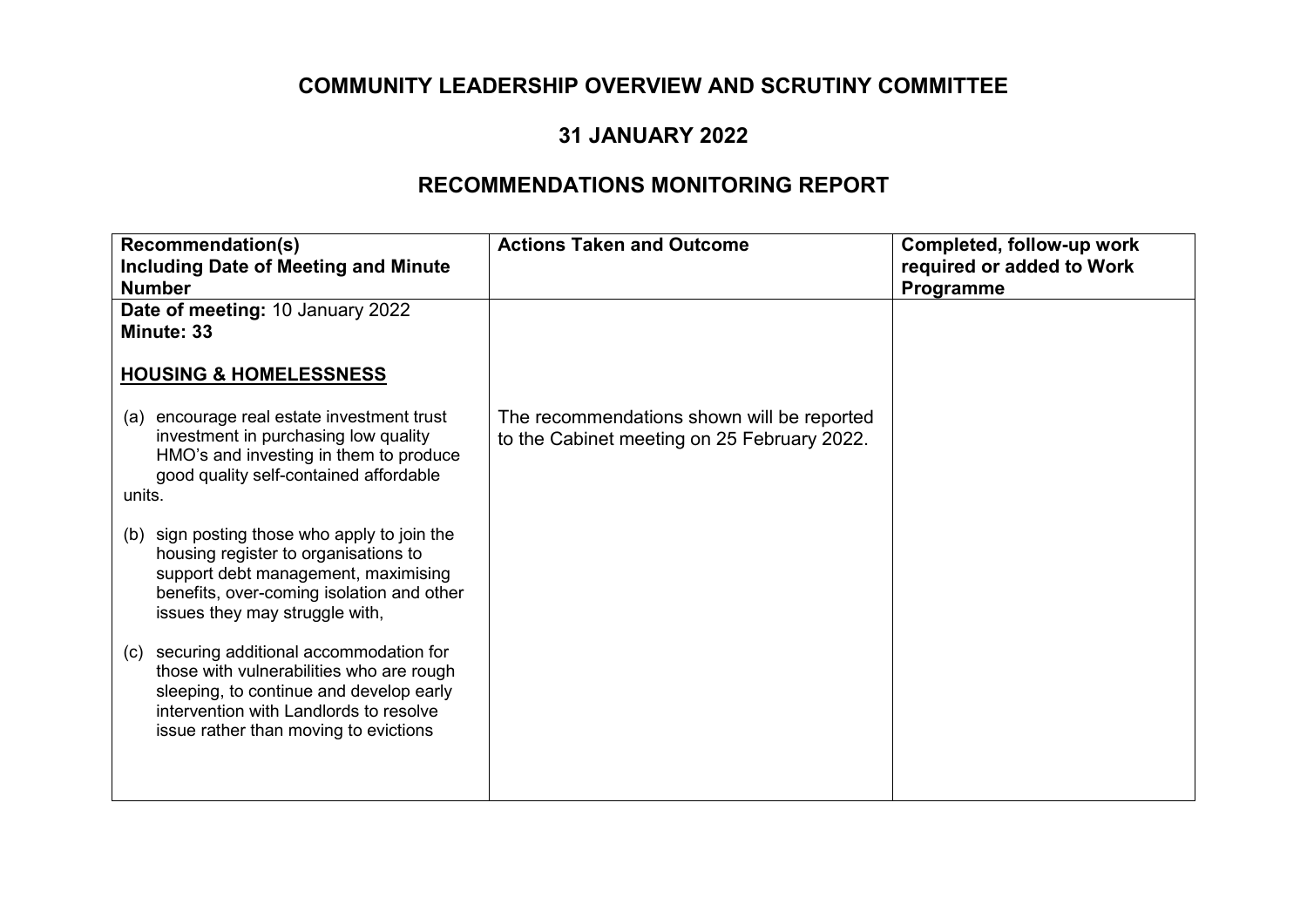# COMMUNITY LEADERSHIP OVERVIEW AND SCRUTINY COMMITTEE

## 31 JANUARY 2022

## RECOMMENDATIONS MONITORING REPORT

| Recommendation(s) Including Date of Meeting and Minute Number | Actions Taken and Outcome | Completed, follow-up work required or added to Work Programme |
|---|---|---|
| **Date of meeting:** 10 January 2022<br>**Minute: 33**<br><br>**HOUSING & HOMELESSNESS**<br><br>(a) encourage real estate investment trust investment in purchasing low quality HMO's and investing in them to produce good quality self-contained affordable units.<br><br>(b) sign posting those who apply to join the housing register to organisations to support debt management, maximising benefits, over-coming isolation and other issues they may struggle with,<br><br>(c) securing additional accommodation for those with vulnerabilities who are rough sleeping, to continue and develop early intervention with Landlords to resolve issue rather than moving to evictions | The recommendations shown will be reported to the Cabinet meeting on 25 February 2022. | |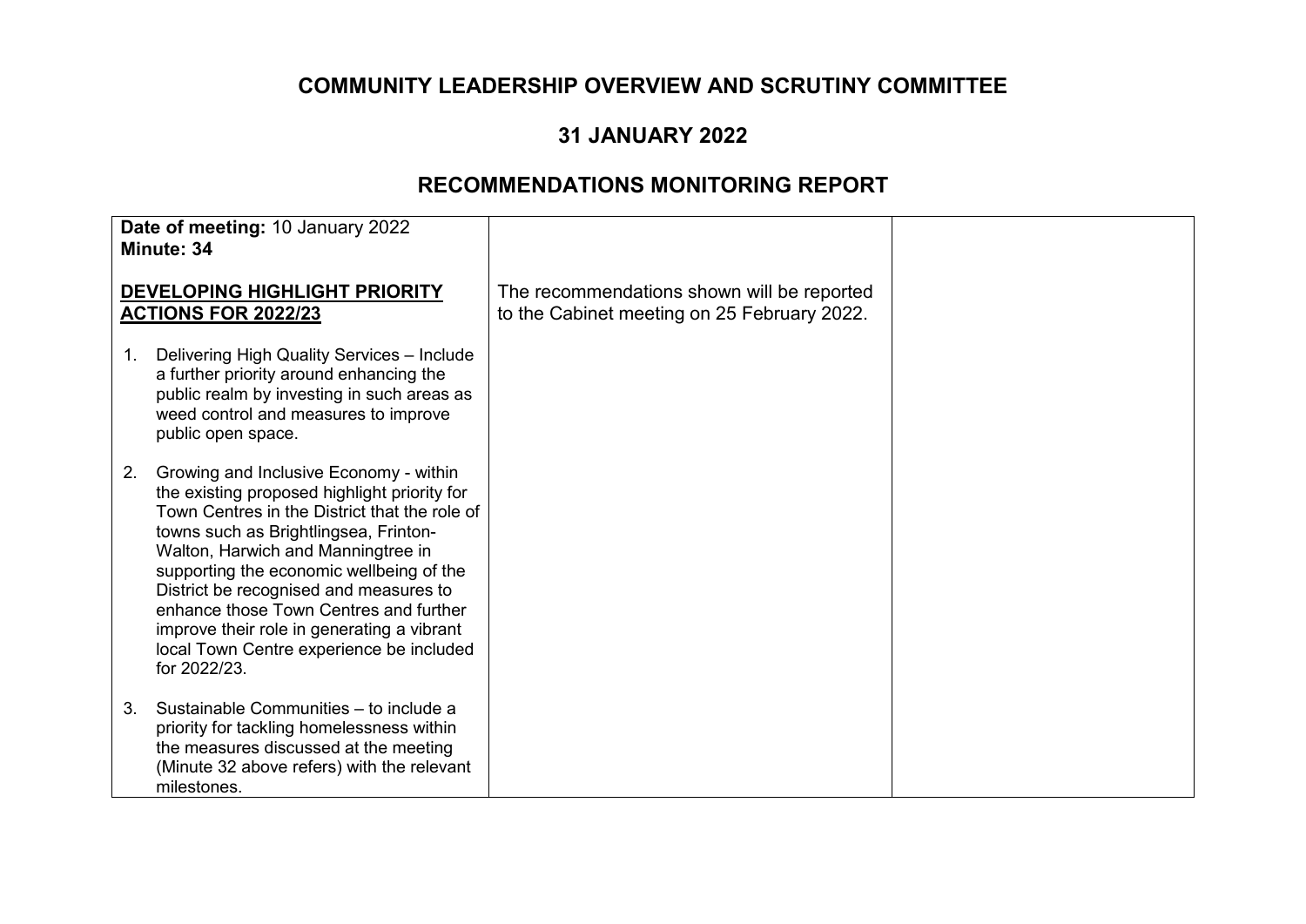# COMMUNITY LEADERSHIP OVERVIEW AND SCRUTINY COMMITTEE

## 31 JANUARY 2022

## RECOMMENDATIONS MONITORING REPORT

| **Date of meeting:** 10 January 2022<br>**Minute: 34**<br><br>**DEVELOPING HIGHLIGHT PRIORITY ACTIONS FOR 2022/23**<br><br>1. Delivering High Quality Services – Include a further priority around enhancing the public realm by investing in such areas as weed control and measures to improve public open space.<br><br>2. Growing and Inclusive Economy - within the existing proposed highlight priority for Town Centres in the District that the role of towns such as Brightlingsea, Frinton-Walton, Harwich and Manningtree in supporting the economic wellbeing of the District be recognised and measures to enhance those Town Centres and further improve their role in generating a vibrant local Town Centre experience be included for 2022/23.<br><br>3. Sustainable Communities – to include a priority for tackling homelessness within the measures discussed at the meeting (Minute 32 above refers) with the relevant milestones. | The recommendations shown will be reported to the Cabinet meeting on 25 February 2022. | |
|---|---|---|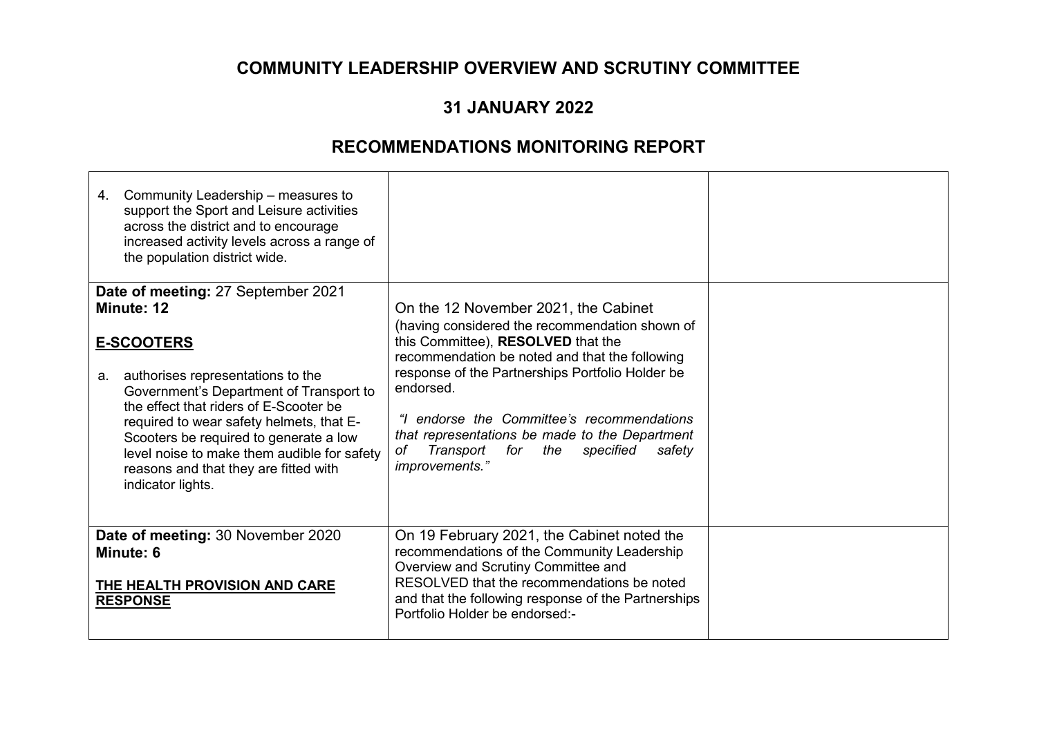# COMMUNITY LEADERSHIP OVERVIEW AND SCRUTINY COMMITTEE

## 31 JANUARY 2022

## RECOMMENDATIONS MONITORING REPORT

| | | |
|---|---|---|
| 4. Community Leadership – measures to support the Sport and Leisure activities across the district and to encourage increased activity levels across a range of the population district wide. | | |
| **Date of meeting:** 27 September 2021<br>**Minute: 12**<br><br>**E-SCOOTERS**<br><br>a. authorises representations to the Government's Department of Transport to the effect that riders of E-Scooter be required to wear safety helmets, that E-Scooters be required to generate a low level noise to make them audible for safety reasons and that they are fitted with indicator lights. | On the 12 November 2021, the Cabinet (having considered the recommendation shown of this Committee), **RESOLVED** that the recommendation be noted and that the following response of the Partnerships Portfolio Holder be endorsed.<br><br>*"I endorse the Committee's recommendations that representations be made to the Department of Transport for the specified safety improvements."* | |
| **Date of meeting:** 30 November 2020<br>**Minute: 6**<br><br>**THE HEALTH PROVISION AND CARE RESPONSE** | On 19 February 2021, the Cabinet noted the recommendations of the Community Leadership Overview and Scrutiny Committee and RESOLVED that the recommendations be noted and that the following response of the Partnerships Portfolio Holder be endorsed:- | |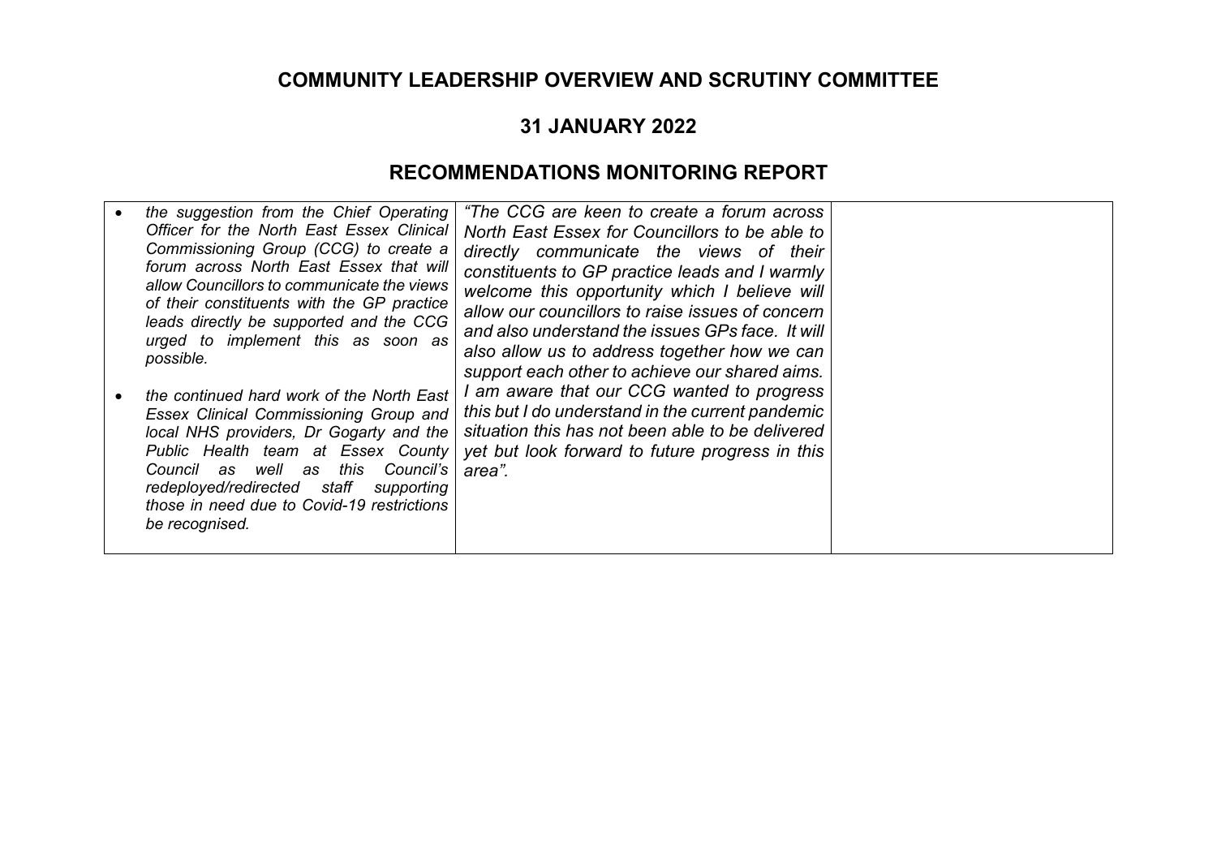# COMMUNITY LEADERSHIP OVERVIEW AND SCRUTINY COMMITTEE

## 31 JANUARY 2022

## RECOMMENDATIONS MONITORING REPORT

| | | |
|---|---|---|
| • *the suggestion from the Chief Operating Officer for the North East Essex Clinical Commissioning Group (CCG) to create a forum across North East Essex that will allow Councillors to communicate the views of their constituents with the GP practice leads directly be supported and the CCG urged to implement this as soon as possible.*<br><br>• *the continued hard work of the North East Essex Clinical Commissioning Group and local NHS providers, Dr Gogarty and the Public Health team at Essex County Council as well as this Council's redeployed/redirected staff supporting those in need due to Covid-19 restrictions be recognised.* | *"The CCG are keen to create a forum across North East Essex for Councillors to be able to directly communicate the views of their constituents to GP practice leads and I warmly welcome this opportunity which I believe will allow our councillors to raise issues of concern and also understand the issues GPs face. It will also allow us to address together how we can support each other to achieve our shared aims. I am aware that our CCG wanted to progress this but I do understand in the current pandemic situation this has not been able to be delivered yet but look forward to future progress in this area".* | |